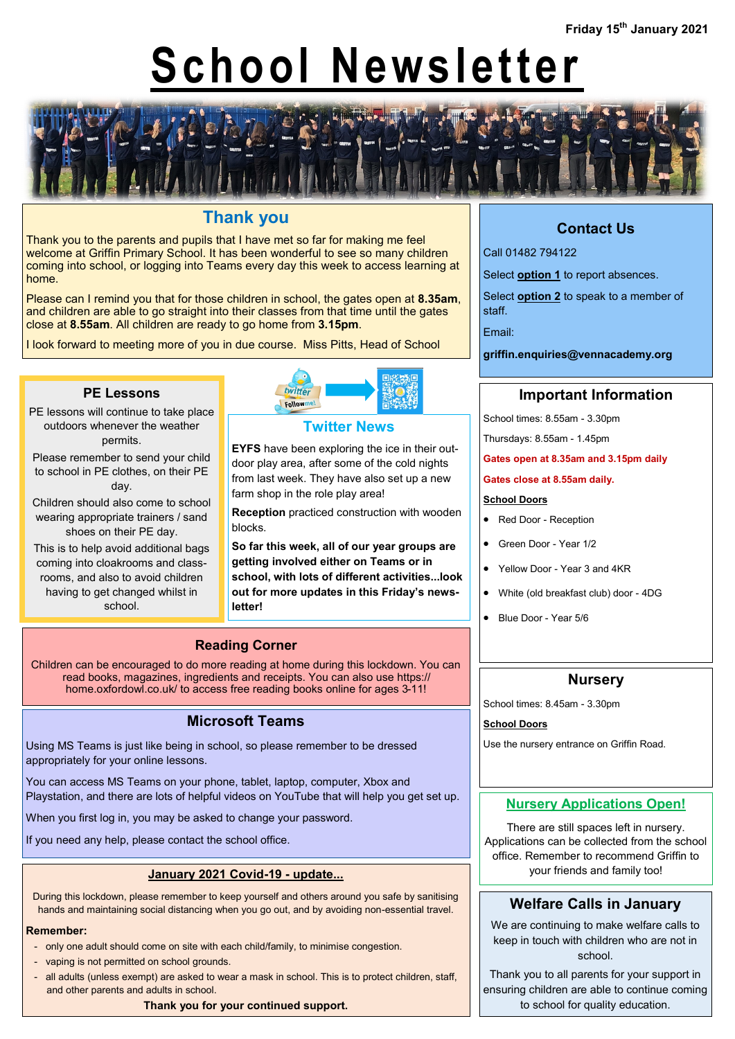Friday 15th January 2021

# School Newsletter

## Thank you

Thank you to the parents and pupils that I have met so far for making me feel welcome at Griffin Primary School. It has been wonderful to see so many children coming into school, or logging into Teams every day this week to access learning at home.

Please can I remind you that for those children in school, the gates open at **8.35am**, and children are able to go straight into their classes from that time until the gates close at **8.55am**. All children are ready to go home from **3.15pm**.

I look forward to meeting more of you in due course. Miss Pitts, Head of School

## PE Lessons

PE lessons will continue to take place outdoors whenever the weather permits.

Please remember to send your child to school in PE clothes, on their PE day.

Children should also come to school wearing appropriate trainers / sand shoes on their PE day.

This is to help avoid additional bags coming into cloakrooms and classrooms, and also to avoid children having to get changed whilst in school.

## Twitter News

**EYFS** have been exploring the ice in their outdoor play area, after some of the cold nights from last week. They have also set up a new farm shop in the role play area!

**Reception** practiced construction with wooden blocks.

**So far this week, all of our year groups are getting involved either on Teams or in school, with lots of different activities...look out for more updates in this Friday's newsletter!**

## Reading Corner

Children can be encouraged to do more reading at home during this lockdown. You can read books, magazines, ingredients and receipts. You can also use https://home.oxfordowl.co.uk/ to access free reading books online for ages 3-11!

## Microsoft Teams

Using MS Teams is just like being in school, so please remember to be dressed appropriately for your online lessons.

You can access MS Teams on your phone, tablet, laptop, computer, Xbox and Playstation, and there are lots of helpful videos on YouTube that will help you get set up.

When you first log in, you may be asked to change your password.

If you need any help, please contact the school office.

## January 2021 Covid-19 - update...

During this lockdown, please remember to keep yourself and others around you safe by sanitising hands and maintaining social distancing when you go out, and by avoiding non-essential travel.

**Remember:**

- only one adult should come on site with each child/family, to minimise congestion.
- vaping is not permitted on school grounds.
- all adults (unless exempt) are asked to wear a mask in school. This is to protect children, staff, and other parents and adults in school.

**Thank you for your continued support.**

## Contact Us

Call 01482 794122

Select **option 1** to report absences.

Select **option 2** to speak to a member of staff.

Email:

**griffin.enquiries@vennacademy.org**

## Important Information

School times: 8.55am - 3.30pm

Thursdays: 8.55am - 1.45pm

**Gates open at 8.35am and 3.15pm daily**

**Gates close at 8.55am daily.**

**School Doors**

- Red Door - Reception
- Green Door - Year 1/2
- Yellow Door - Year 3 and 4KR
- White (old breakfast club) door - 4DG
- Blue Door - Year 5/6

## Nursery

School times: 8.45am - 3.30pm

**School Doors**

Use the nursery entrance on Griffin Road.

## Nursery Applications Open!

There are still spaces left in nursery. Applications can be collected from the school office. Remember to recommend Griffin to your friends and family too!

## Welfare Calls in January

We are continuing to make welfare calls to keep in touch with children who are not in school.

Thank you to all parents for your support in ensuring children are able to continue coming to school for quality education.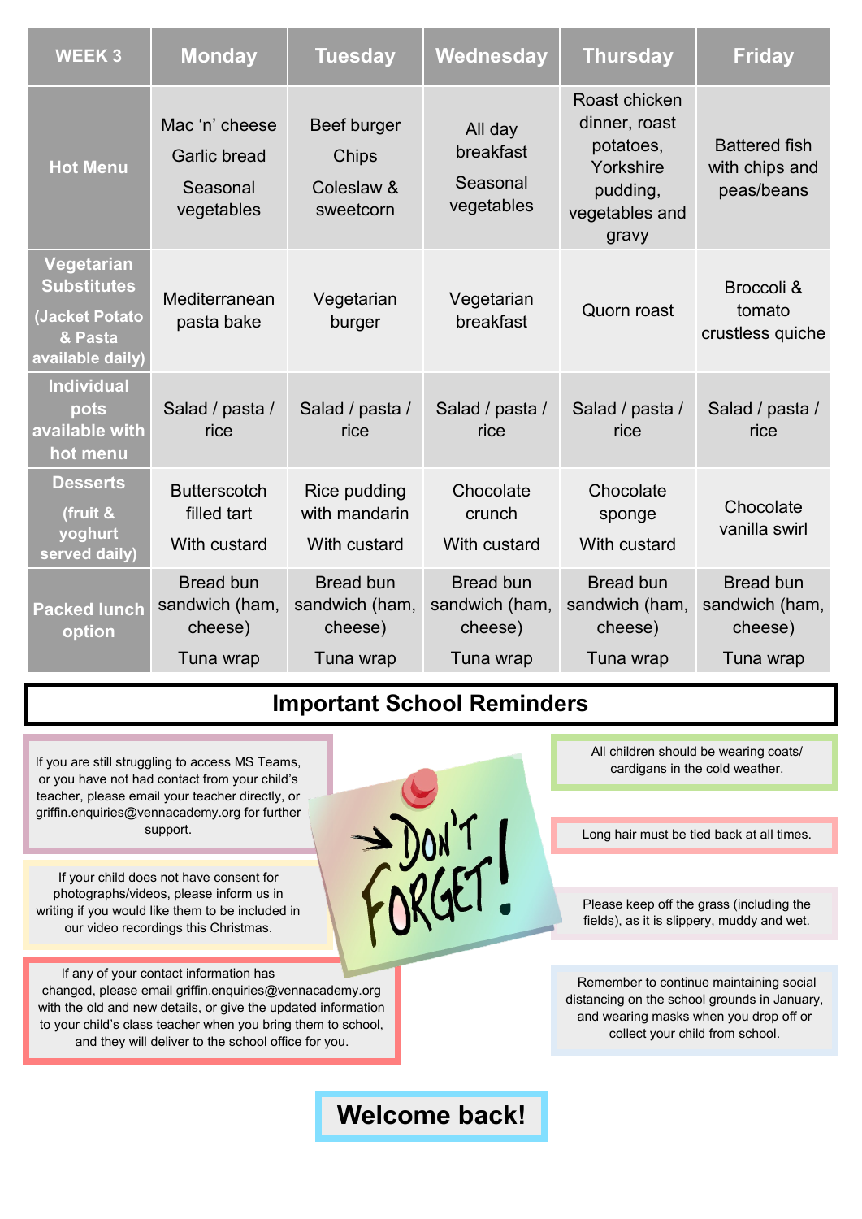| WEEK 3 | Monday | Tuesday | Wednesday | Thursday | Friday |
|---|---|---|---|---|---|
| **Hot Menu** | Mac 'n' cheese<br>Garlic bread<br>Seasonal vegetables | Beef burger<br>Chips<br>Coleslaw & sweetcorn | All day breakfast<br>Seasonal vegetables | Roast chicken dinner, roast potatoes, Yorkshire pudding, vegetables and gravy | Battered fish with chips and peas/beans |
| **Vegetarian Substitutes (Jacket Potato & Pasta available daily)** | Mediterranean pasta bake | Vegetarian burger | Vegetarian breakfast | Quorn roast | Broccoli & tomato crustless quiche |
| **Individual pots available with hot menu** | Salad / pasta / rice | Salad / pasta / rice | Salad / pasta / rice | Salad / pasta / rice | Salad / pasta / rice |
| **Desserts (fruit & yoghurt served daily)** | Butterscotch filled tart<br>With custard | Rice pudding with mandarin<br>With custard | Chocolate crunch<br>With custard | Chocolate sponge<br>With custard | Chocolate vanilla swirl |
| **Packed lunch option** | Bread bun sandwich (ham, cheese)<br>Tuna wrap | Bread bun sandwich (ham, cheese)<br>Tuna wrap | Bread bun sandwich (ham, cheese)<br>Tuna wrap | Bread bun sandwich (ham, cheese)<br>Tuna wrap | Bread bun sandwich (ham, cheese)<br>Tuna wrap |

## Important School Reminders

If you are still struggling to access MS Teams, or you have not had contact from your child's teacher, please email your teacher directly, or griffin.enquiries@vennacademy.org for further support.

If your child does not have consent for photographs/videos, please inform us in writing if you would like them to be included in our video recordings this Christmas.

If any of your contact information has changed, please email griffin.enquiries@vennacademy.org with the old and new details, or give the updated information to your child's class teacher when you bring them to school, and they will deliver to the school office for you.

DON'T FORGET!

All children should be wearing coats/ cardigans in the cold weather.

Long hair must be tied back at all times.

Please keep off the grass (including the fields), as it is slippery, muddy and wet.

Remember to continue maintaining social distancing on the school grounds in January, and wearing masks when you drop off or collect your child from school.

## Welcome back!